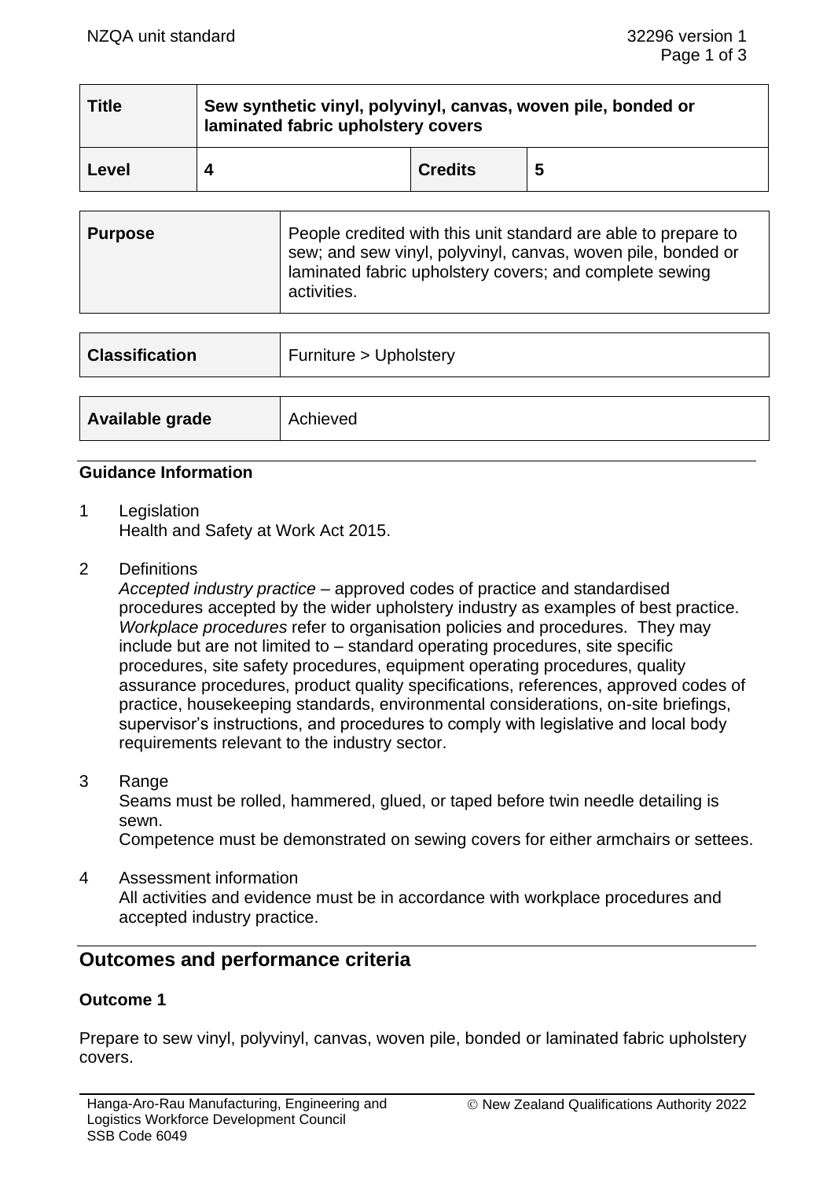| Title | Sew synthetic vinyl, polyvinyl, canvas, woven pile, bonded or laminated fabric upholstery covers | | |
|---|---|---|---|
| Level | 4 | Credits | 5 |

| Purpose | People credited with this unit standard are able to prepare to sew; and sew vinyl, polyvinyl, canvas, woven pile, bonded or laminated fabric upholstery covers; and complete sewing activities. |
|---|---|

| Classification | Furniture > Upholstery |
|---|---|

| Available grade | Achieved |
|---|---|

### Guidance Information

1 Legislation
Health and Safety at Work Act 2015.

2 Definitions
*Accepted industry practice* – approved codes of practice and standardised procedures accepted by the wider upholstery industry as examples of best practice.
*Workplace procedures* refer to organisation policies and procedures. They may include but are not limited to – standard operating procedures, site specific procedures, site safety procedures, equipment operating procedures, quality assurance procedures, product quality specifications, references, approved codes of practice, housekeeping standards, environmental considerations, on-site briefings, supervisor's instructions, and procedures to comply with legislative and local body requirements relevant to the industry sector.

3 Range
Seams must be rolled, hammered, glued, or taped before twin needle detailing is sewn.
Competence must be demonstrated on sewing covers for either armchairs or settees.

4 Assessment information
All activities and evidence must be in accordance with workplace procedures and accepted industry practice.

## Outcomes and performance criteria

### Outcome 1

Prepare to sew vinyl, polyvinyl, canvas, woven pile, bonded or laminated fabric upholstery covers.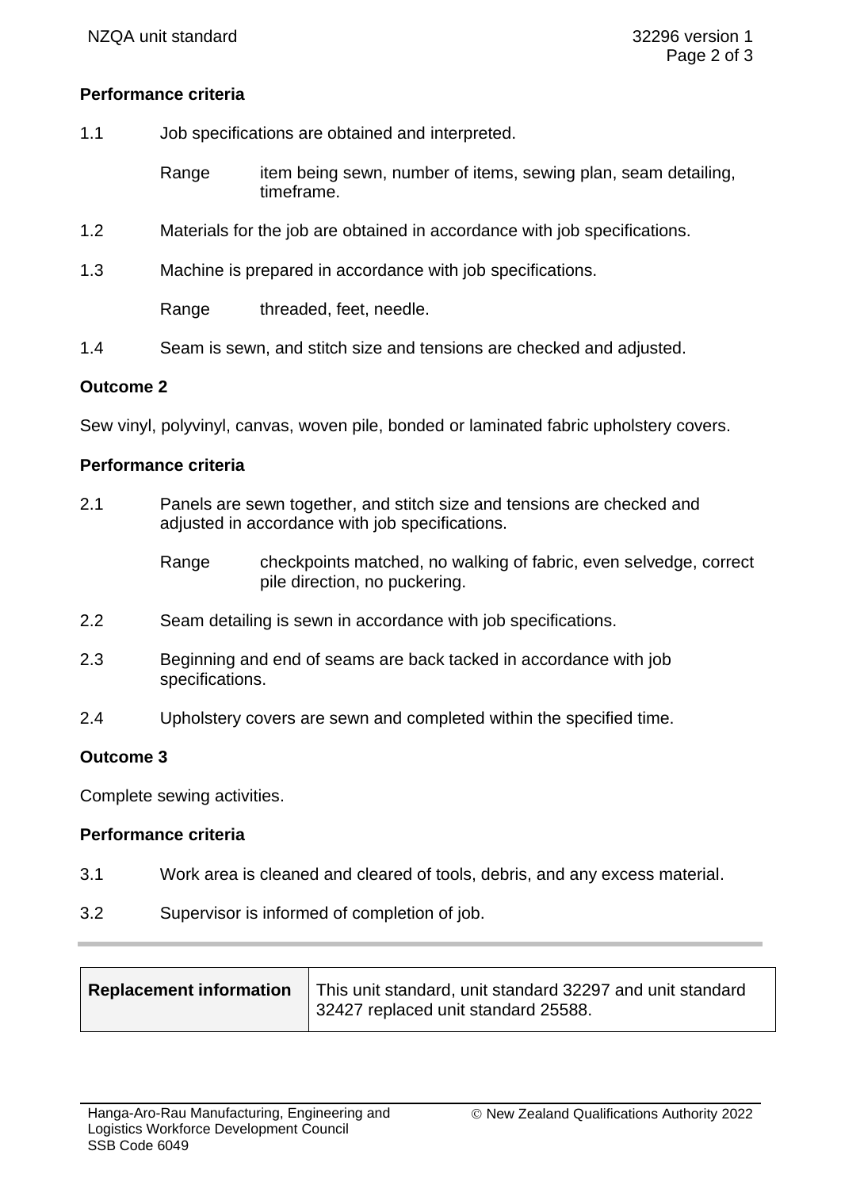**Performance criteria**

1.1 Job specifications are obtained and interpreted.

Range item being sewn, number of items, sewing plan, seam detailing, timeframe.

1.2 Materials for the job are obtained in accordance with job specifications.

1.3 Machine is prepared in accordance with job specifications.

Range threaded, feet, needle.

1.4 Seam is sewn, and stitch size and tensions are checked and adjusted.

**Outcome 2**

Sew vinyl, polyvinyl, canvas, woven pile, bonded or laminated fabric upholstery covers.

**Performance criteria**

2.1 Panels are sewn together, and stitch size and tensions are checked and adjusted in accordance with job specifications.

Range checkpoints matched, no walking of fabric, even selvedge, correct pile direction, no puckering.

2.2 Seam detailing is sewn in accordance with job specifications.

2.3 Beginning and end of seams are back tacked in accordance with job specifications.

2.4 Upholstery covers are sewn and completed within the specified time.

**Outcome 3**

Complete sewing activities.

**Performance criteria**

3.1 Work area is cleaned and cleared of tools, debris, and any excess material.

3.2 Supervisor is informed of completion of job.

| **Replacement information** | This unit standard, unit standard 32297 and unit standard 32427 replaced unit standard 25588. |
|---|---|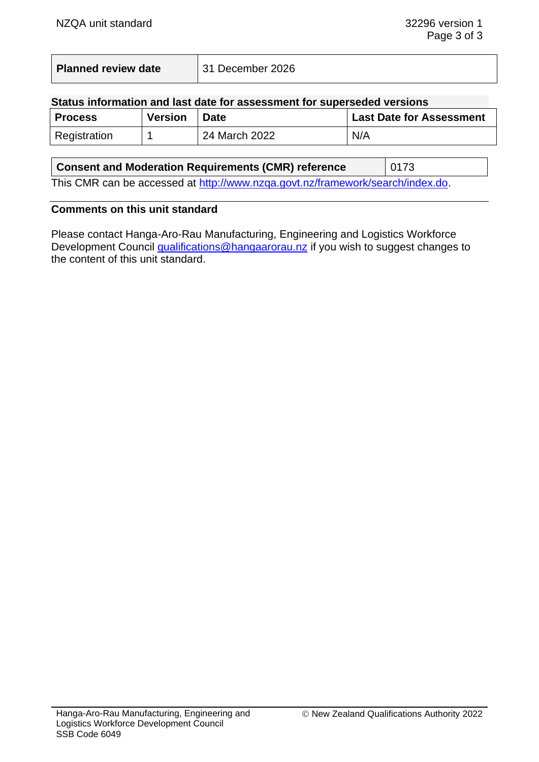| Planned review date | 31 December 2026 |
|---|---|

**Status information and last date for assessment for superseded versions**

| Process | Version | Date | Last Date for Assessment |
|---|---|---|---|
| Registration | 1 | 24 March 2022 | N/A |

| Consent and Moderation Requirements (CMR) reference | 0173 |
|---|---|

This CMR can be accessed at http://www.nzqa.govt.nz/framework/search/index.do.

**Comments on this unit standard**

Please contact Hanga-Aro-Rau Manufacturing, Engineering and Logistics Workforce Development Council qualifications@hangaarorau.nz if you wish to suggest changes to the content of this unit standard.